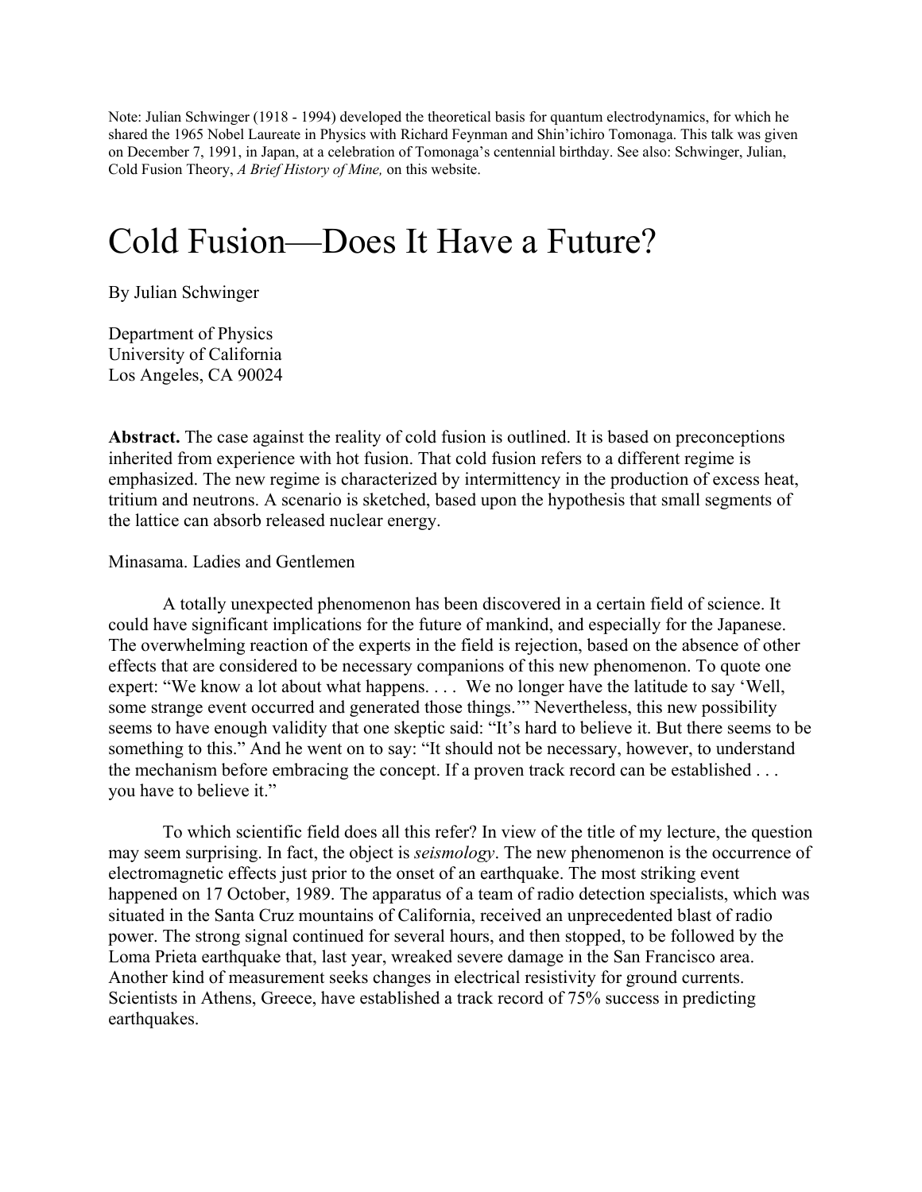Note: Julian Schwinger (1918 - 1994) developed the theoretical basis for quantum electrodynamics, for which he shared the 1965 Nobel Laureate in Physics with Richard Feynman and Shin'ichiro Tomonaga. This talk was given on December 7, 1991, in Japan, at a celebration of Tomonaga's centennial birthday. See also: Schwinger, Julian, Cold Fusion Theory, *A Brief History of Mine,* on this website.

# Cold Fusion—Does It Have a Future?

By Julian Schwinger

Department of Physics  
University of California  
Los Angeles, CA 90024

**Abstract.** The case against the reality of cold fusion is outlined. It is based on preconceptions inherited from experience with hot fusion. That cold fusion refers to a different regime is emphasized. The new regime is characterized by intermittency in the production of excess heat, tritium and neutrons. A scenario is sketched, based upon the hypothesis that small segments of the lattice can absorb released nuclear energy.

Minasama. Ladies and Gentlemen

A totally unexpected phenomenon has been discovered in a certain field of science. It could have significant implications for the future of mankind, and especially for the Japanese. The overwhelming reaction of the experts in the field is rejection, based on the absence of other effects that are considered to be necessary companions of this new phenomenon. To quote one expert: "We know a lot about what happens. . . . We no longer have the latitude to say 'Well, some strange event occurred and generated those things.'" Nevertheless, this new possibility seems to have enough validity that one skeptic said: "It's hard to believe it. But there seems to be something to this." And he went on to say: "It should not be necessary, however, to understand the mechanism before embracing the concept. If a proven track record can be established . . . you have to believe it."

To which scientific field does all this refer? In view of the title of my lecture, the question may seem surprising. In fact, the object is *seismology*. The new phenomenon is the occurrence of electromagnetic effects just prior to the onset of an earthquake. The most striking event happened on 17 October, 1989. The apparatus of a team of radio detection specialists, which was situated in the Santa Cruz mountains of California, received an unprecedented blast of radio power. The strong signal continued for several hours, and then stopped, to be followed by the Loma Prieta earthquake that, last year, wreaked severe damage in the San Francisco area. Another kind of measurement seeks changes in electrical resistivity for ground currents. Scientists in Athens, Greece, have established a track record of 75% success in predicting earthquakes.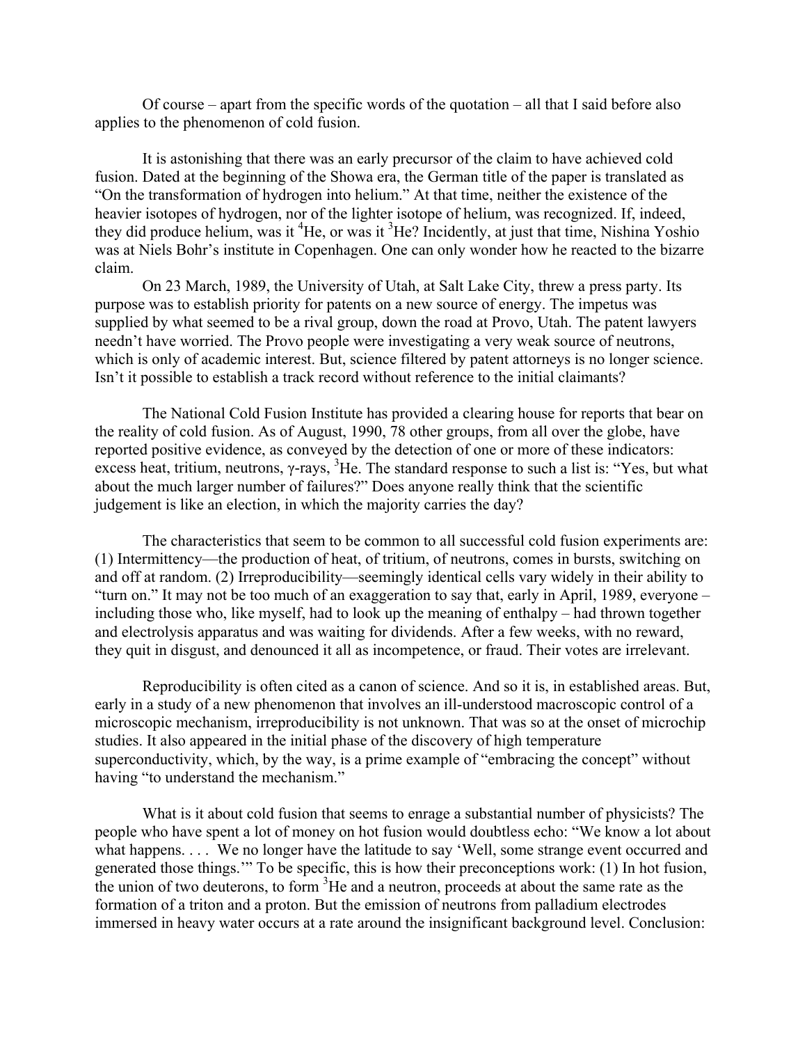Of course – apart from the specific words of the quotation – all that I said before also applies to the phenomenon of cold fusion.

It is astonishing that there was an early precursor of the claim to have achieved cold fusion. Dated at the beginning of the Showa era, the German title of the paper is translated as "On the transformation of hydrogen into helium." At that time, neither the existence of the heavier isotopes of hydrogen, nor of the lighter isotope of helium, was recognized. If, indeed, they did produce helium, was it $^4$He, or was it $^3$He? Incidently, at just that time, Nishina Yoshio was at Niels Bohr's institute in Copenhagen. One can only wonder how he reacted to the bizarre claim.

On 23 March, 1989, the University of Utah, at Salt Lake City, threw a press party. Its purpose was to establish priority for patents on a new source of energy. The impetus was supplied by what seemed to be a rival group, down the road at Provo, Utah. The patent lawyers needn't have worried. The Provo people were investigating a very weak source of neutrons, which is only of academic interest. But, science filtered by patent attorneys is no longer science. Isn't it possible to establish a track record without reference to the initial claimants?

The National Cold Fusion Institute has provided a clearing house for reports that bear on the reality of cold fusion. As of August, 1990, 78 other groups, from all over the globe, have reported positive evidence, as conveyed by the detection of one or more of these indicators: excess heat, tritium, neutrons, $\gamma$-rays, $^3$He. The standard response to such a list is: "Yes, but what about the much larger number of failures?" Does anyone really think that the scientific judgement is like an election, in which the majority carries the day?

The characteristics that seem to be common to all successful cold fusion experiments are: (1) Intermittency—the production of heat, of tritium, of neutrons, comes in bursts, switching on and off at random. (2) Irreproducibility—seemingly identical cells vary widely in their ability to "turn on." It may not be too much of an exaggeration to say that, early in April, 1989, everyone – including those who, like myself, had to look up the meaning of enthalpy – had thrown together and electrolysis apparatus and was waiting for dividends. After a few weeks, with no reward, they quit in disgust, and denounced it all as incompetence, or fraud. Their votes are irrelevant.

Reproducibility is often cited as a canon of science. And so it is, in established areas. But, early in a study of a new phenomenon that involves an ill-understood macroscopic control of a microscopic mechanism, irreproducibility is not unknown. That was so at the onset of microchip studies. It also appeared in the initial phase of the discovery of high temperature superconductivity, which, by the way, is a prime example of "embracing the concept" without having "to understand the mechanism."

What is it about cold fusion that seems to enrage a substantial number of physicists? The people who have spent a lot of money on hot fusion would doubtless echo: "We know a lot about what happens. . . . We no longer have the latitude to say 'Well, some strange event occurred and generated those things.'" To be specific, this is how their preconceptions work: (1) In hot fusion, the union of two deuterons, to form $^3$He and a neutron, proceeds at about the same rate as the formation of a triton and a proton. But the emission of neutrons from palladium electrodes immersed in heavy water occurs at a rate around the insignificant background level. Conclusion: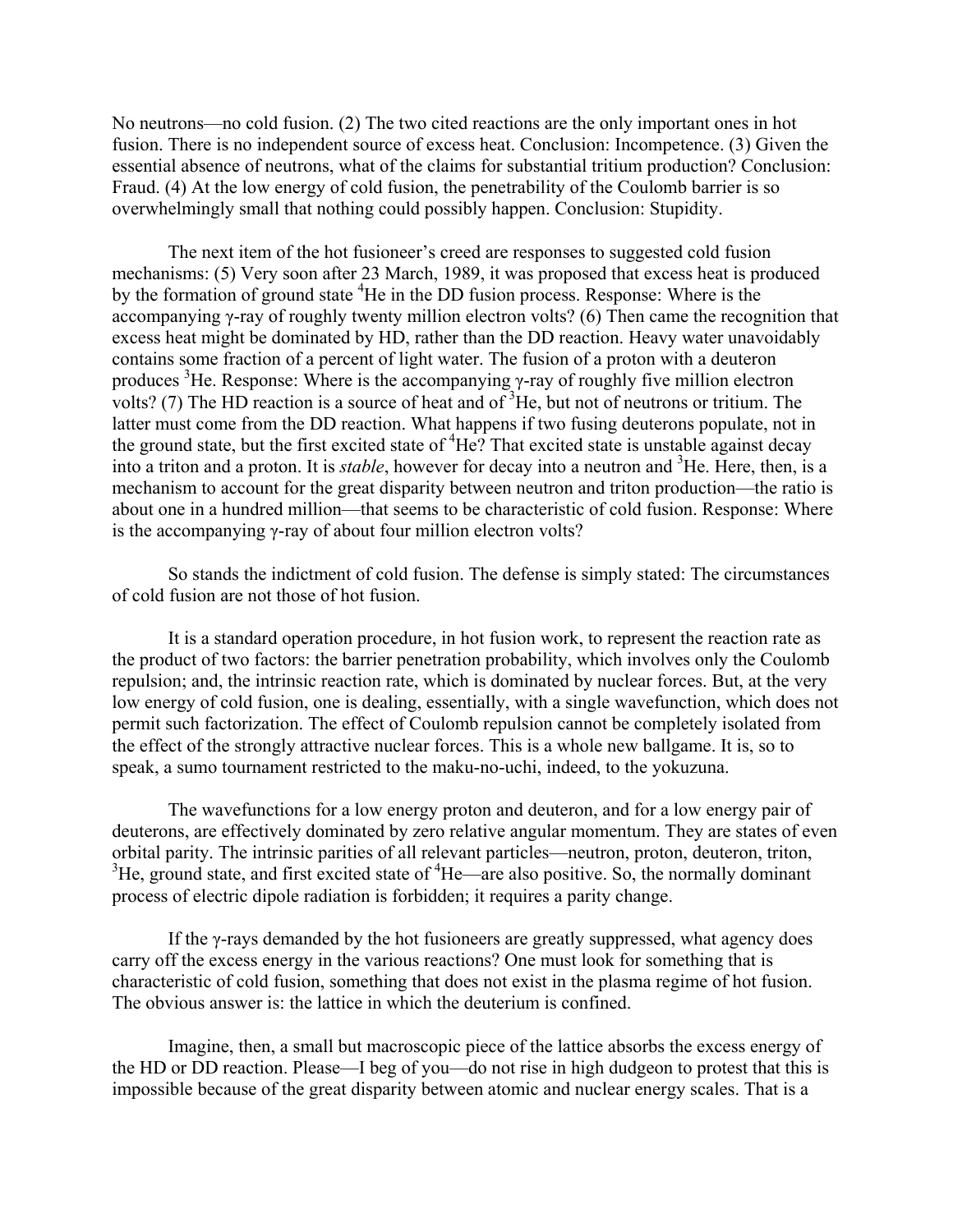No neutrons—no cold fusion. (2) The two cited reactions are the only important ones in hot fusion. There is no independent source of excess heat. Conclusion: Incompetence. (3) Given the essential absence of neutrons, what of the claims for substantial tritium production? Conclusion: Fraud. (4) At the low energy of cold fusion, the penetrability of the Coulomb barrier is so overwhelmingly small that nothing could possibly happen. Conclusion: Stupidity.

The next item of the hot fusioneer's creed are responses to suggested cold fusion mechanisms: (5) Very soon after 23 March, 1989, it was proposed that excess heat is produced by the formation of ground state $^4$He in the DD fusion process. Response: Where is the accompanying γ-ray of roughly twenty million electron volts? (6) Then came the recognition that excess heat might be dominated by HD, rather than the DD reaction. Heavy water unavoidably contains some fraction of a percent of light water. The fusion of a proton with a deuteron produces $^3$He. Response: Where is the accompanying γ-ray of roughly five million electron volts? (7) The HD reaction is a source of heat and of $^3$He, but not of neutrons or tritium. The latter must come from the DD reaction. What happens if two fusing deuterons populate, not in the ground state, but the first excited state of $^4$He? That excited state is unstable against decay into a triton and a proton. It is *stable*, however for decay into a neutron and $^3$He. Here, then, is a mechanism to account for the great disparity between neutron and triton production—the ratio is about one in a hundred million—that seems to be characteristic of cold fusion. Response: Where is the accompanying γ-ray of about four million electron volts?

So stands the indictment of cold fusion. The defense is simply stated: The circumstances of cold fusion are not those of hot fusion.

It is a standard operation procedure, in hot fusion work, to represent the reaction rate as the product of two factors: the barrier penetration probability, which involves only the Coulomb repulsion; and, the intrinsic reaction rate, which is dominated by nuclear forces. But, at the very low energy of cold fusion, one is dealing, essentially, with a single wavefunction, which does not permit such factorization. The effect of Coulomb repulsion cannot be completely isolated from the effect of the strongly attractive nuclear forces. This is a whole new ballgame. It is, so to speak, a sumo tournament restricted to the maku-no-uchi, indeed, to the yokuzuna.

The wavefunctions for a low energy proton and deuteron, and for a low energy pair of deuterons, are effectively dominated by zero relative angular momentum. They are states of even orbital parity. The intrinsic parities of all relevant particles—neutron, proton, deuteron, triton, $^3$He, ground state, and first excited state of $^4$He—are also positive. So, the normally dominant process of electric dipole radiation is forbidden; it requires a parity change.

If the γ-rays demanded by the hot fusioneers are greatly suppressed, what agency does carry off the excess energy in the various reactions? One must look for something that is characteristic of cold fusion, something that does not exist in the plasma regime of hot fusion. The obvious answer is: the lattice in which the deuterium is confined.

Imagine, then, a small but macroscopic piece of the lattice absorbs the excess energy of the HD or DD reaction. Please—I beg of you—do not rise in high dudgeon to protest that this is impossible because of the great disparity between atomic and nuclear energy scales. That is a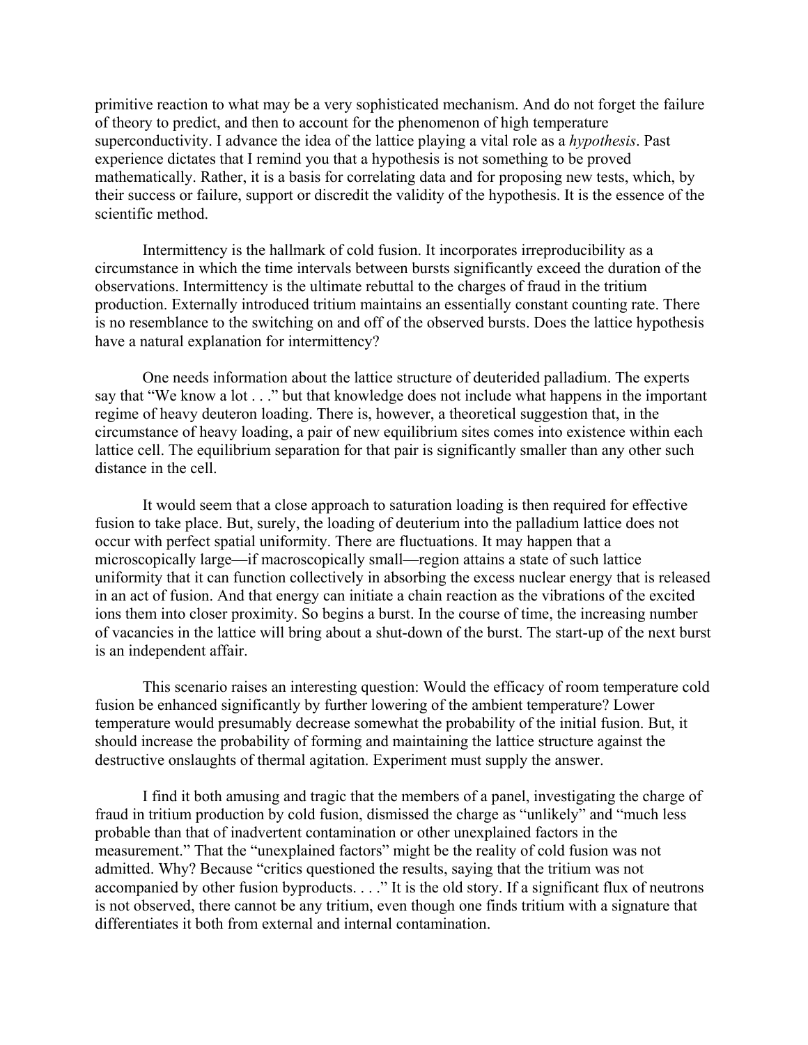primitive reaction to what may be a very sophisticated mechanism. And do not forget the failure of theory to predict, and then to account for the phenomenon of high temperature superconductivity. I advance the idea of the lattice playing a vital role as a *hypothesis*. Past experience dictates that I remind you that a hypothesis is not something to be proved mathematically. Rather, it is a basis for correlating data and for proposing new tests, which, by their success or failure, support or discredit the validity of the hypothesis. It is the essence of the scientific method.

Intermittency is the hallmark of cold fusion. It incorporates irreproducibility as a circumstance in which the time intervals between bursts significantly exceed the duration of the observations. Intermittency is the ultimate rebuttal to the charges of fraud in the tritium production. Externally introduced tritium maintains an essentially constant counting rate. There is no resemblance to the switching on and off of the observed bursts. Does the lattice hypothesis have a natural explanation for intermittency?

One needs information about the lattice structure of deuterided palladium. The experts say that "We know a lot . . ." but that knowledge does not include what happens in the important regime of heavy deuteron loading. There is, however, a theoretical suggestion that, in the circumstance of heavy loading, a pair of new equilibrium sites comes into existence within each lattice cell. The equilibrium separation for that pair is significantly smaller than any other such distance in the cell.

It would seem that a close approach to saturation loading is then required for effective fusion to take place. But, surely, the loading of deuterium into the palladium lattice does not occur with perfect spatial uniformity. There are fluctuations. It may happen that a microscopically large—if macroscopically small—region attains a state of such lattice uniformity that it can function collectively in absorbing the excess nuclear energy that is released in an act of fusion. And that energy can initiate a chain reaction as the vibrations of the excited ions them into closer proximity. So begins a burst. In the course of time, the increasing number of vacancies in the lattice will bring about a shut-down of the burst. The start-up of the next burst is an independent affair.

This scenario raises an interesting question: Would the efficacy of room temperature cold fusion be enhanced significantly by further lowering of the ambient temperature? Lower temperature would presumably decrease somewhat the probability of the initial fusion. But, it should increase the probability of forming and maintaining the lattice structure against the destructive onslaughts of thermal agitation. Experiment must supply the answer.

I find it both amusing and tragic that the members of a panel, investigating the charge of fraud in tritium production by cold fusion, dismissed the charge as "unlikely" and "much less probable than that of inadvertent contamination or other unexplained factors in the measurement." That the "unexplained factors" might be the reality of cold fusion was not admitted. Why? Because "critics questioned the results, saying that the tritium was not accompanied by other fusion byproducts. . . ." It is the old story. If a significant flux of neutrons is not observed, there cannot be any tritium, even though one finds tritium with a signature that differentiates it both from external and internal contamination.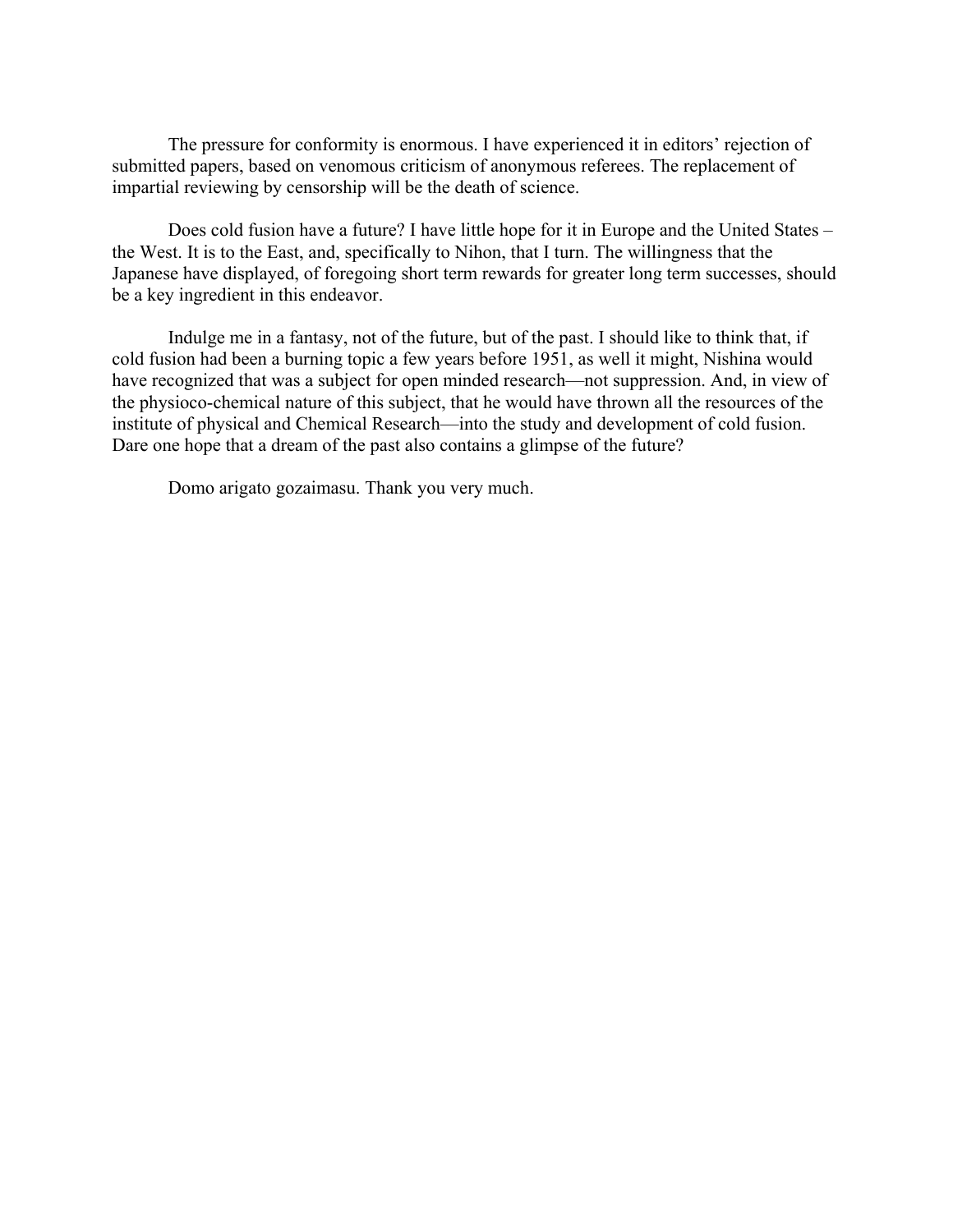The pressure for conformity is enormous. I have experienced it in editors' rejection of submitted papers, based on venomous criticism of anonymous referees. The replacement of impartial reviewing by censorship will be the death of science.

Does cold fusion have a future? I have little hope for it in Europe and the United States – the West. It is to the East, and, specifically to Nihon, that I turn. The willingness that the Japanese have displayed, of foregoing short term rewards for greater long term successes, should be a key ingredient in this endeavor.

Indulge me in a fantasy, not of the future, but of the past. I should like to think that, if cold fusion had been a burning topic a few years before 1951, as well it might, Nishina would have recognized that was a subject for open minded research—not suppression. And, in view of the physioco-chemical nature of this subject, that he would have thrown all the resources of the institute of physical and Chemical Research—into the study and development of cold fusion. Dare one hope that a dream of the past also contains a glimpse of the future?

Domo arigato gozaimasu. Thank you very much.